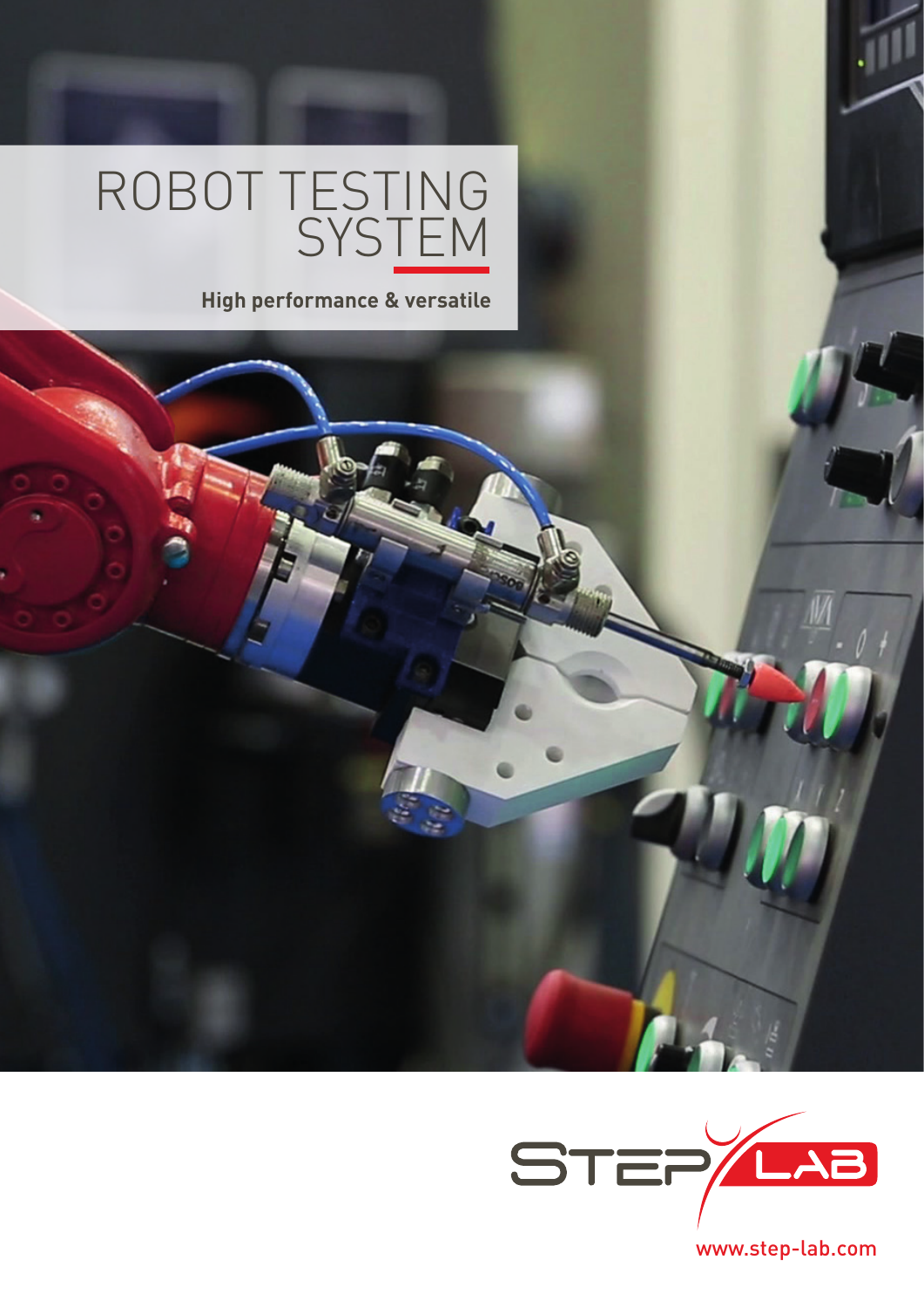# ROBOT TESTING SYSTEM

**High performance & versatile**

STEP LAB

www.step-lab.com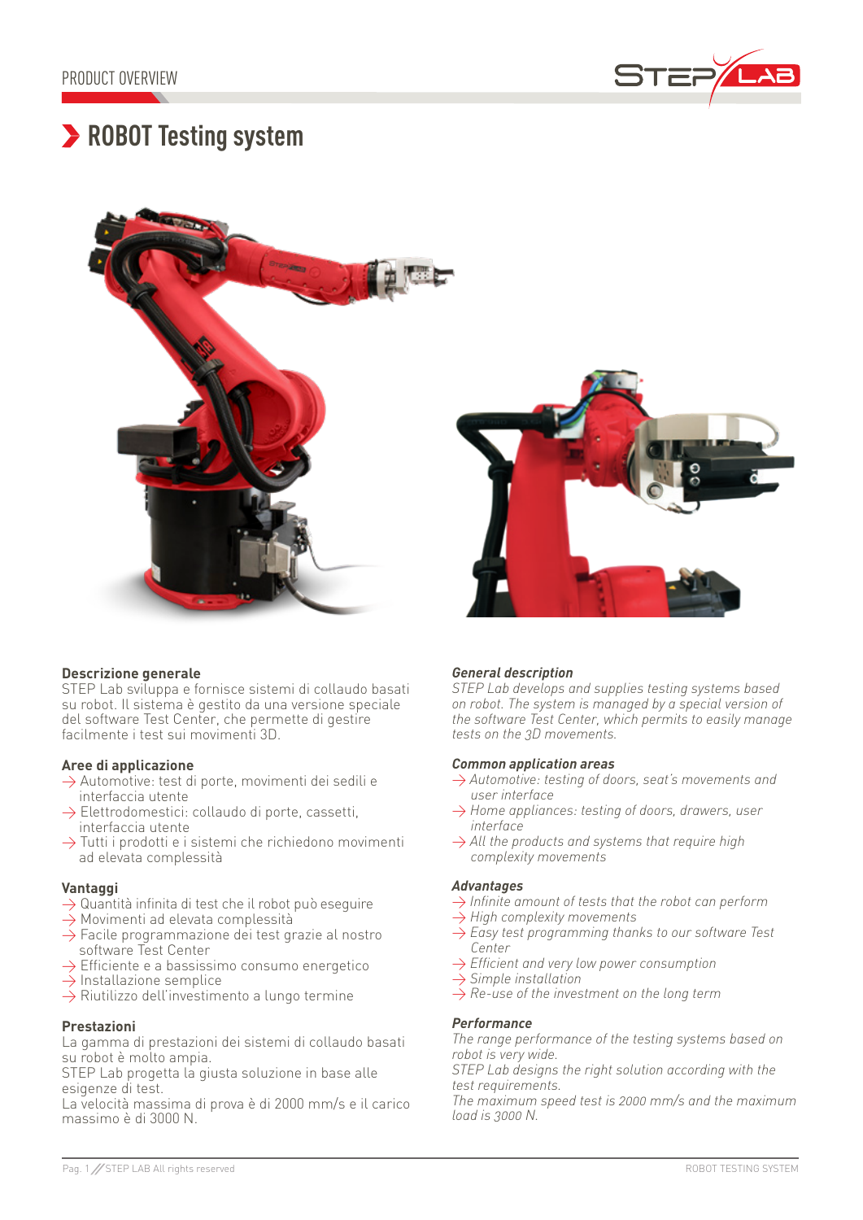# ROBOT Testing system

**Descrizione generale**
STEP Lab sviluppa e fornisce sistemi di collaudo basati su robot. Il sistema è gestito da una versione speciale del software Test Center, che permette di gestire facilmente i test sui movimenti 3D.

**Aree di applicazione**
- Automotive: test di porte, movimenti dei sedili e interfaccia utente
- Elettrodomestici: collaudo di porte, cassetti, interfaccia utente
- Tutti i prodotti e i sistemi che richiedono movimenti ad elevata complessità

**Vantaggi**
- Quantità infinita di test che il robot può eseguire
- Movimenti ad elevata complessità
- Facile programmazione dei test grazie al nostro software Test Center
- Efficiente e a bassissimo consumo energetico
- Installazione semplice
- Riutilizzo dell'investimento a lungo termine

**Prestazioni**
La gamma di prestazioni dei sistemi di collaudo basati su robot è molto ampia.
STEP Lab progetta la giusta soluzione in base alle esigenze di test.
La velocità massima di prova è di 2000 mm/s e il carico massimo è di 3000 N.

***General description***
*STEP Lab develops and supplies testing systems based on robot. The system is managed by a special version of the software Test Center, which permits to easily manage tests on the 3D movements.*

***Common application areas***
- *Automotive: testing of doors, seat's movements and user interface*
- *Home appliances: testing of doors, drawers, user interface*
- *All the products and systems that require high complexity movements*

***Advantages***
- *Infinite amount of tests that the robot can perform*
- *High complexity movements*
- *Easy test programming thanks to our software Test Center*
- *Efficient and very low power consumption*
- *Simple installation*
- *Re-use of the investment on the long term*

***Performance***
*The range performance of the testing systems based on robot is very wide.*
*STEP Lab designs the right solution according with the test requirements.*
*The maximum speed test is 2000 mm/s and the maximum load is 3000 N.*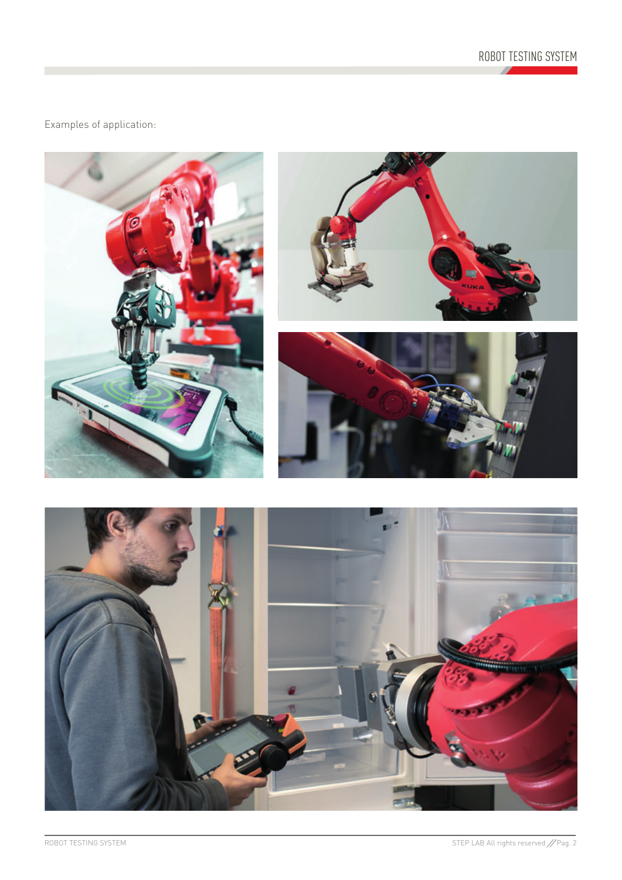Examples of application: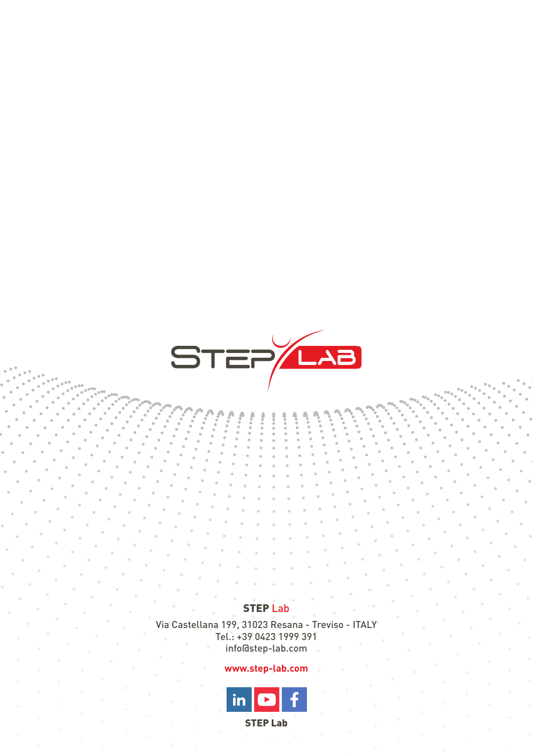**STEP Lab**

Via Castellana 199, 31023 Resana - Treviso - ITALY
Tel.: +39 0423 1999 391
info@step-lab.com

**www.step-lab.com**

**STEP Lab**